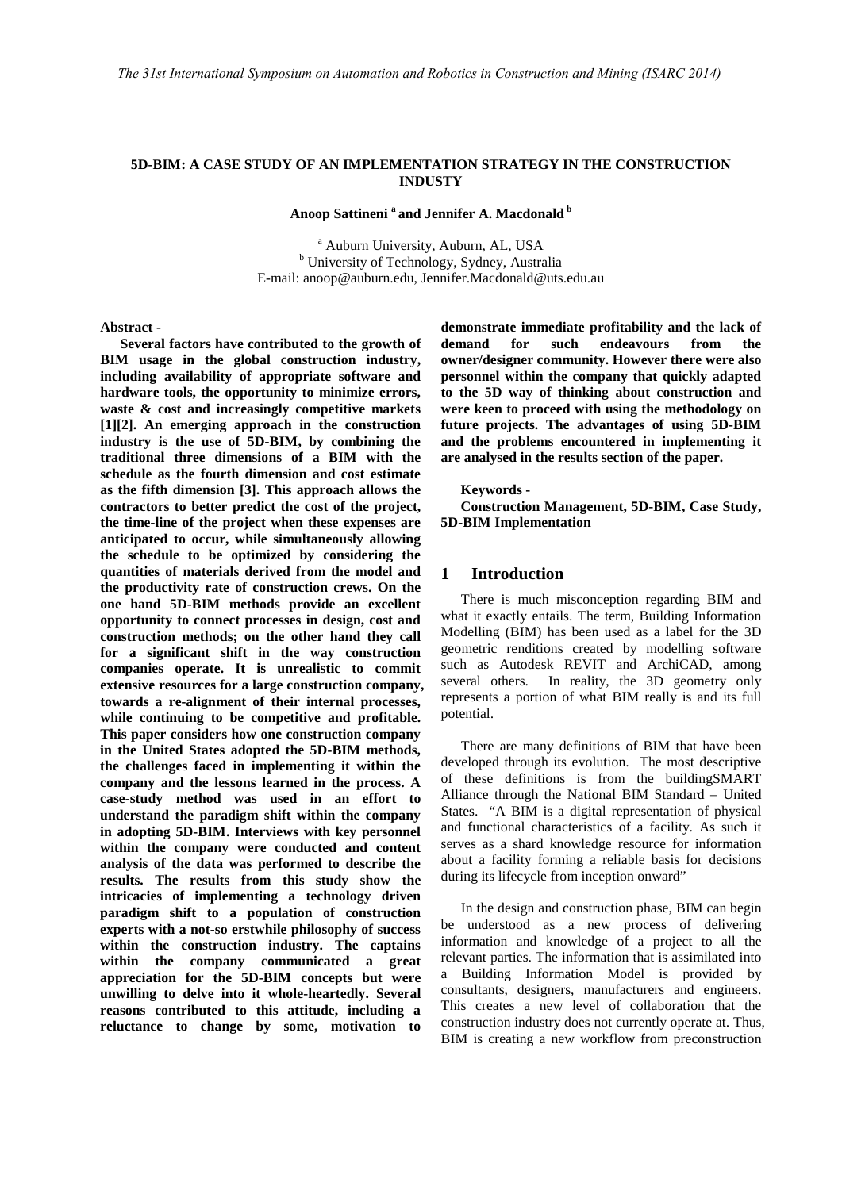# 5D-BIM: A CASE STUDY OF AN IMPLEMENTATION STRATEGY IN THE CONSTRUCTION INDUSTY

**Anoop Sattineni [a] and Jennifer A. Macdonald [b]**

[a] Auburn University, Auburn, AL, USA
[b] University of Technology, Sydney, Australia
E-mail: anoop@auburn.edu, Jennifer.Macdonald@uts.edu.au

**Abstract -**

**Several factors have contributed to the growth of BIM usage in the global construction industry, including availability of appropriate software and hardware tools, the opportunity to minimize errors, waste & cost and increasingly competitive markets [1][2]. An emerging approach in the construction industry is the use of 5D-BIM, by combining the traditional three dimensions of a BIM with the schedule as the fourth dimension and cost estimate as the fifth dimension [3]. This approach allows the contractors to better predict the cost of the project, the time-line of the project when these expenses are anticipated to occur, while simultaneously allowing the schedule to be optimized by considering the quantities of materials derived from the model and the productivity rate of construction crews. On the one hand 5D-BIM methods provide an excellent opportunity to connect processes in design, cost and construction methods; on the other hand they call for a significant shift in the way construction companies operate. It is unrealistic to commit extensive resources for a large construction company, towards a re-alignment of their internal processes, while continuing to be competitive and profitable. This paper considers how one construction company in the United States adopted the 5D-BIM methods, the challenges faced in implementing it within the company and the lessons learned in the process. A case-study method was used in an effort to understand the paradigm shift within the company in adopting 5D-BIM. Interviews with key personnel within the company were conducted and content analysis of the data was performed to describe the results. The results from this study show the intricacies of implementing a technology driven paradigm shift to a population of construction experts with a not-so erstwhile philosophy of success within the construction industry. The captains within the company communicated a great appreciation for the 5D-BIM concepts but were unwilling to delve into it whole-heartedly. Several reasons contributed to this attitude, including a reluctance to change by some, motivation to demonstrate immediate profitability and the lack of demand for such endeavours from the owner/designer community. However there were also personnel within the company that quickly adapted to the 5D way of thinking about construction and were keen to proceed with using the methodology on future projects. The advantages of using 5D-BIM and the problems encountered in implementing it are analysed in the results section of the paper.**

**Keywords -**

**Construction Management, 5D-BIM, Case Study, 5D-BIM Implementation**

## 1 Introduction

There is much misconception regarding BIM and what it exactly entails. The term, Building Information Modelling (BIM) has been used as a label for the 3D geometric renditions created by modelling software such as Autodesk REVIT and ArchiCAD, among several others. In reality, the 3D geometry only represents a portion of what BIM really is and its full potential.

There are many definitions of BIM that have been developed through its evolution. The most descriptive of these definitions is from the buildingSMART Alliance through the National BIM Standard – United States. "A BIM is a digital representation of physical and functional characteristics of a facility. As such it serves as a shard knowledge resource for information about a facility forming a reliable basis for decisions during its lifecycle from inception onward"

In the design and construction phase, BIM can begin be understood as a new process of delivering information and knowledge of a project to all the relevant parties. The information that is assimilated into a Building Information Model is provided by consultants, designers, manufacturers and engineers. This creates a new level of collaboration that the construction industry does not currently operate at. Thus, BIM is creating a new workflow from preconstruction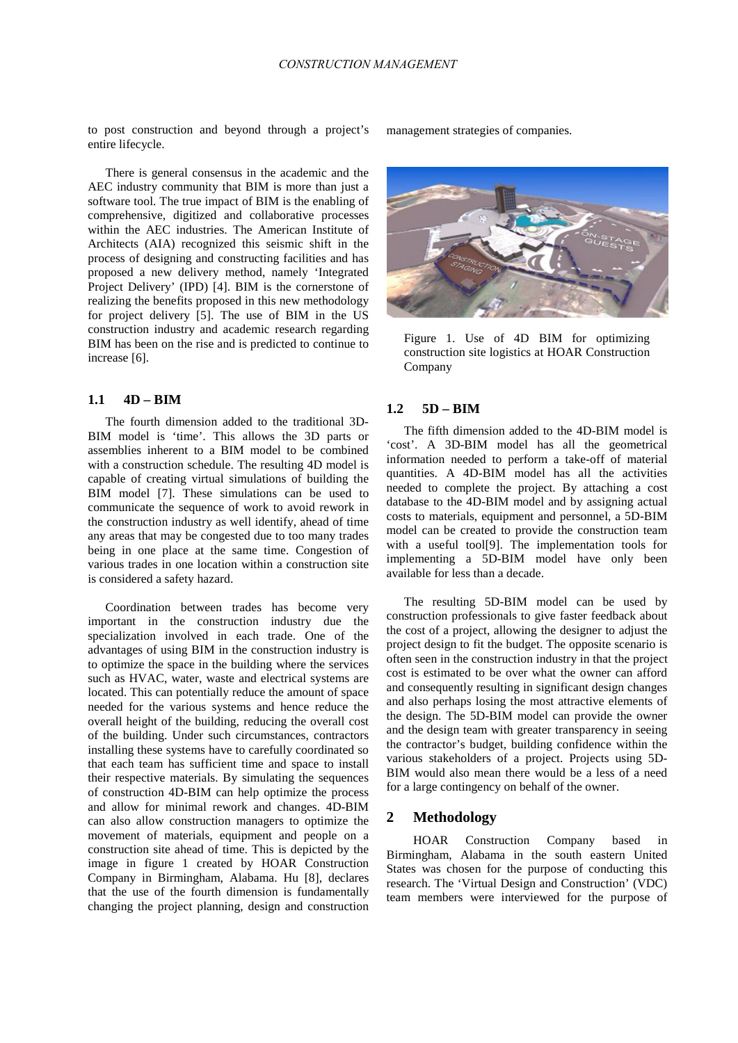to post construction and beyond through a project's entire lifecycle.

There is general consensus in the academic and the AEC industry community that BIM is more than just a software tool. The true impact of BIM is the enabling of comprehensive, digitized and collaborative processes within the AEC industries. The American Institute of Architects (AIA) recognized this seismic shift in the process of designing and constructing facilities and has proposed a new delivery method, namely 'Integrated Project Delivery' (IPD) [4]. BIM is the cornerstone of realizing the benefits proposed in this new methodology for project delivery [5]. The use of BIM in the US construction industry and academic research regarding BIM has been on the rise and is predicted to continue to increase [6].

### 1.1 4D – BIM

The fourth dimension added to the traditional 3D-BIM model is 'time'. This allows the 3D parts or assemblies inherent to a BIM model to be combined with a construction schedule. The resulting 4D model is capable of creating virtual simulations of building the BIM model [7]. These simulations can be used to communicate the sequence of work to avoid rework in the construction industry as well identify, ahead of time any areas that may be congested due to too many trades being in one place at the same time. Congestion of various trades in one location within a construction site is considered a safety hazard.

Coordination between trades has become very important in the construction industry due the specialization involved in each trade. One of the advantages of using BIM in the construction industry is to optimize the space in the building where the services such as HVAC, water, waste and electrical systems are located. This can potentially reduce the amount of space needed for the various systems and hence reduce the overall height of the building, reducing the overall cost of the building. Under such circumstances, contractors installing these systems have to carefully coordinated so that each team has sufficient time and space to install their respective materials. By simulating the sequences of construction 4D-BIM can help optimize the process and allow for minimal rework and changes. 4D-BIM can also allow construction managers to optimize the movement of materials, equipment and people on a construction site ahead of time. This is depicted by the image in figure 1 created by HOAR Construction Company in Birmingham, Alabama. Hu [8], declares that the use of the fourth dimension is fundamentally changing the project planning, design and construction management strategies of companies.

Figure 1. Use of 4D BIM for optimizing construction site logistics at HOAR Construction Company

### 1.2 5D – BIM

The fifth dimension added to the 4D-BIM model is 'cost'. A 3D-BIM model has all the geometrical information needed to perform a take-off of material quantities. A 4D-BIM model has all the activities needed to complete the project. By attaching a cost database to the 4D-BIM model and by assigning actual costs to materials, equipment and personnel, a 5D-BIM model can be created to provide the construction team with a useful tool[9]. The implementation tools for implementing a 5D-BIM model have only been available for less than a decade.

The resulting 5D-BIM model can be used by construction professionals to give faster feedback about the cost of a project, allowing the designer to adjust the project design to fit the budget. The opposite scenario is often seen in the construction industry in that the project cost is estimated to be over what the owner can afford and consequently resulting in significant design changes and also perhaps losing the most attractive elements of the design. The 5D-BIM model can provide the owner and the design team with greater transparency in seeing the contractor's budget, building confidence within the various stakeholders of a project. Projects using 5D-BIM would also mean there would be a less of a need for a large contingency on behalf of the owner.

## 2 Methodology

HOAR Construction Company based in Birmingham, Alabama in the south eastern United States was chosen for the purpose of conducting this research. The 'Virtual Design and Construction' (VDC) team members were interviewed for the purpose of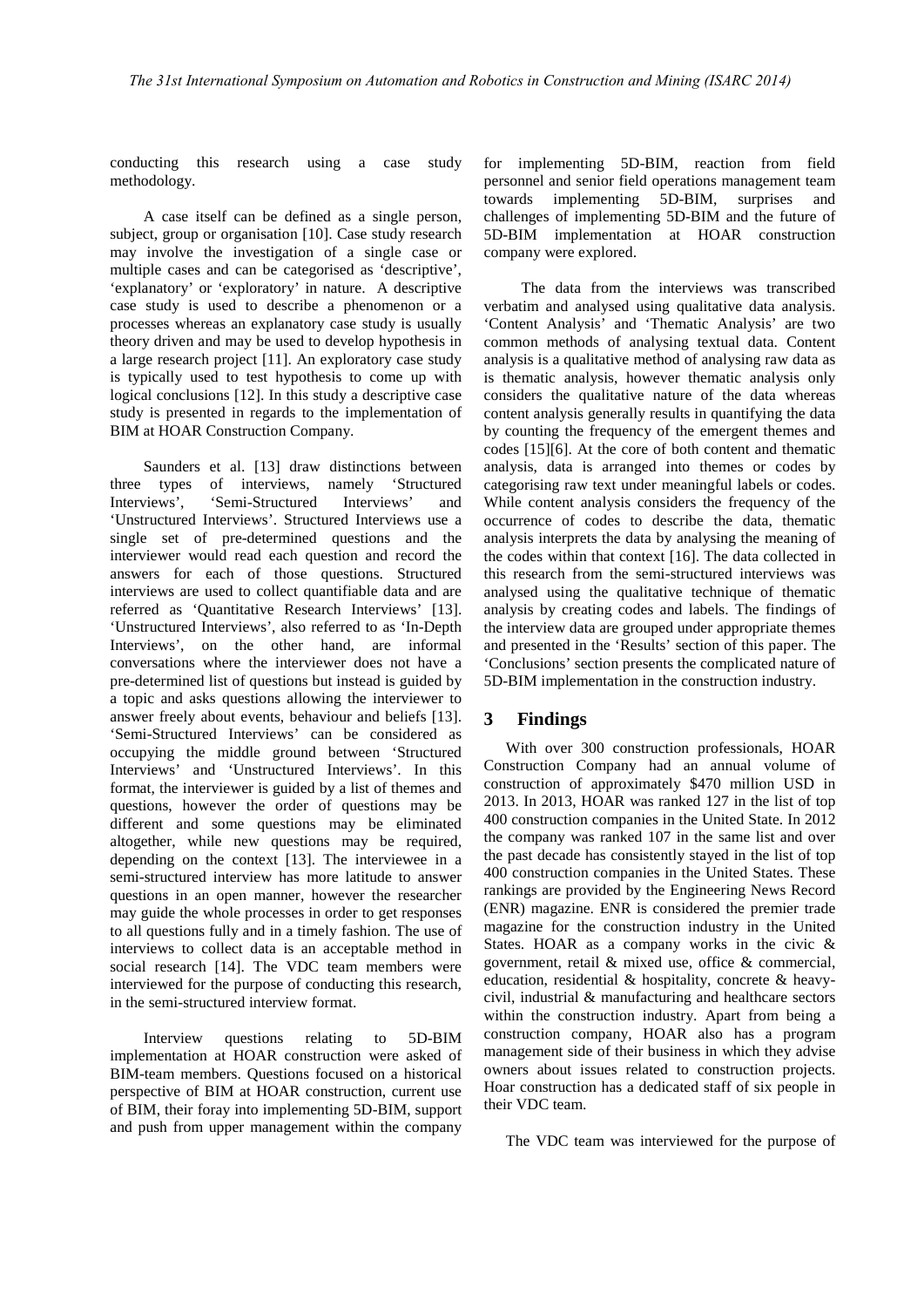conducting this research using a case study methodology.

A case itself can be defined as a single person, subject, group or organisation [10]. Case study research may involve the investigation of a single case or multiple cases and can be categorised as 'descriptive', 'explanatory' or 'exploratory' in nature. A descriptive case study is used to describe a phenomenon or a processes whereas an explanatory case study is usually theory driven and may be used to develop hypothesis in a large research project [11]. An exploratory case study is typically used to test hypothesis to come up with logical conclusions [12]. In this study a descriptive case study is presented in regards to the implementation of BIM at HOAR Construction Company.

Saunders et al. [13] draw distinctions between three types of interviews, namely 'Structured Interviews', 'Semi-Structured Interviews' and 'Unstructured Interviews'. Structured Interviews use a single set of pre-determined questions and the interviewer would read each question and record the answers for each of those questions. Structured interviews are used to collect quantifiable data and are referred as 'Quantitative Research Interviews' [13]. 'Unstructured Interviews', also referred to as 'In-Depth Interviews', on the other hand, are informal conversations where the interviewer does not have a pre-determined list of questions but instead is guided by a topic and asks questions allowing the interviewer to answer freely about events, behaviour and beliefs [13]. 'Semi-Structured Interviews' can be considered as occupying the middle ground between 'Structured Interviews' and 'Unstructured Interviews'. In this format, the interviewer is guided by a list of themes and questions, however the order of questions may be different and some questions may be eliminated altogether, while new questions may be required, depending on the context [13]. The interviewee in a semi-structured interview has more latitude to answer questions in an open manner, however the researcher may guide the whole processes in order to get responses to all questions fully and in a timely fashion. The use of interviews to collect data is an acceptable method in social research [14]. The VDC team members were interviewed for the purpose of conducting this research, in the semi-structured interview format.

Interview questions relating to 5D-BIM implementation at HOAR construction were asked of BIM-team members. Questions focused on a historical perspective of BIM at HOAR construction, current use of BIM, their foray into implementing 5D-BIM, support and push from upper management within the company for implementing 5D-BIM, reaction from field personnel and senior field operations management team towards implementing 5D-BIM, surprises and challenges of implementing 5D-BIM and the future of 5D-BIM implementation at HOAR construction company were explored.

The data from the interviews was transcribed verbatim and analysed using qualitative data analysis. 'Content Analysis' and 'Thematic Analysis' are two common methods of analysing textual data. Content analysis is a qualitative method of analysing raw data as is thematic analysis, however thematic analysis only considers the qualitative nature of the data whereas content analysis generally results in quantifying the data by counting the frequency of the emergent themes and codes [15][6]. At the core of both content and thematic analysis, data is arranged into themes or codes by categorising raw text under meaningful labels or codes. While content analysis considers the frequency of the occurrence of codes to describe the data, thematic analysis interprets the data by analysing the meaning of the codes within that context [16]. The data collected in this research from the semi-structured interviews was analysed using the qualitative technique of thematic analysis by creating codes and labels. The findings of the interview data are grouped under appropriate themes and presented in the 'Results' section of this paper. The 'Conclusions' section presents the complicated nature of 5D-BIM implementation in the construction industry.

## 3 Findings

With over 300 construction professionals, HOAR Construction Company had an annual volume of construction of approximately $470 million USD in 2013. In 2013, HOAR was ranked 127 in the list of top 400 construction companies in the United State. In 2012 the company was ranked 107 in the same list and over the past decade has consistently stayed in the list of top 400 construction companies in the United States. These rankings are provided by the Engineering News Record (ENR) magazine. ENR is considered the premier trade magazine for the construction industry in the United States. HOAR as a company works in the civic & government, retail & mixed use, office & commercial, education, residential & hospitality, concrete & heavy-civil, industrial & manufacturing and healthcare sectors within the construction industry. Apart from being a construction company, HOAR also has a program management side of their business in which they advise owners about issues related to construction projects. Hoar construction has a dedicated staff of six people in their VDC team.

The VDC team was interviewed for the purpose of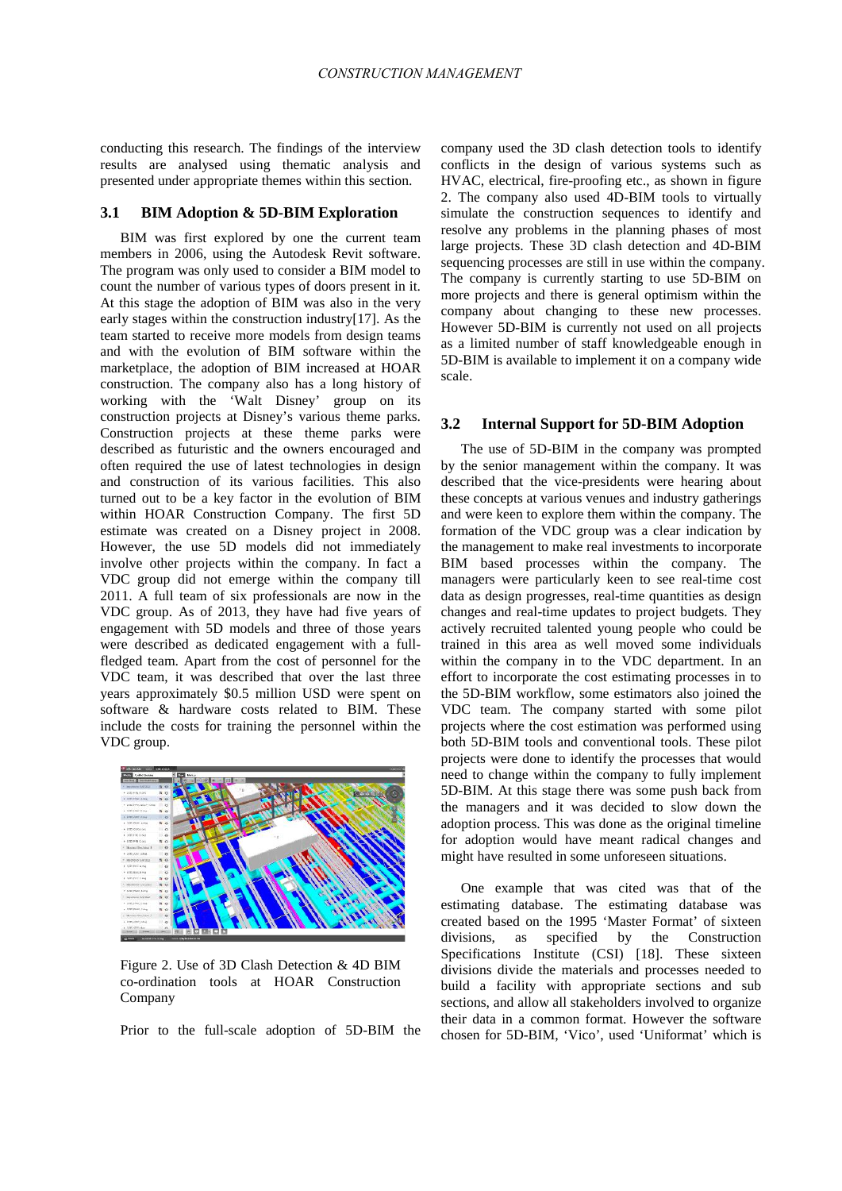conducting this research. The findings of the interview results are analysed using thematic analysis and presented under appropriate themes within this section.

### 3.1 BIM Adoption & 5D-BIM Exploration

BIM was first explored by one the current team members in 2006, using the Autodesk Revit software. The program was only used to consider a BIM model to count the number of various types of doors present in it. At this stage the adoption of BIM was also in the very early stages within the construction industry[17]. As the team started to receive more models from design teams and with the evolution of BIM software within the marketplace, the adoption of BIM increased at HOAR construction. The company also has a long history of working with the 'Walt Disney' group on its construction projects at Disney's various theme parks. Construction projects at these theme parks were described as futuristic and the owners encouraged and often required the use of latest technologies in design and construction of its various facilities. This also turned out to be a key factor in the evolution of BIM within HOAR Construction Company. The first 5D estimate was created on a Disney project in 2008. However, the use 5D models did not immediately involve other projects within the company. In fact a VDC group did not emerge within the company till 2011. A full team of six professionals are now in the VDC group. As of 2013, they have had five years of engagement with 5D models and three of those years were described as dedicated engagement with a full-fledged team. Apart from the cost of personnel for the VDC team, it was described that over the last three years approximately $0.5 million USD were spent on software & hardware costs related to BIM. These include the costs for training the personnel within the VDC group.

Figure 2. Use of 3D Clash Detection & 4D BIM co-ordination tools at HOAR Construction Company

Prior to the full-scale adoption of 5D-BIM the company used the 3D clash detection tools to identify conflicts in the design of various systems such as HVAC, electrical, fire-proofing etc., as shown in figure 2. The company also used 4D-BIM tools to virtually simulate the construction sequences to identify and resolve any problems in the planning phases of most large projects. These 3D clash detection and 4D-BIM sequencing processes are still in use within the company. The company is currently starting to use 5D-BIM on more projects and there is general optimism within the company about changing to these new processes. However 5D-BIM is currently not used on all projects as a limited number of staff knowledgeable enough in 5D-BIM is available to implement it on a company wide scale.

### 3.2 Internal Support for 5D-BIM Adoption

The use of 5D-BIM in the company was prompted by the senior management within the company. It was described that the vice-presidents were hearing about these concepts at various venues and industry gatherings and were keen to explore them within the company. The formation of the VDC group was a clear indication by the management to make real investments to incorporate BIM based processes within the company. The managers were particularly keen to see real-time cost data as design progresses, real-time quantities as design changes and real-time updates to project budgets. They actively recruited talented young people who could be trained in this area as well moved some individuals within the company in to the VDC department. In an effort to incorporate the cost estimating processes in to the 5D-BIM workflow, some estimators also joined the VDC team. The company started with some pilot projects where the cost estimation was performed using both 5D-BIM tools and conventional tools. These pilot projects were done to identify the processes that would need to change within the company to fully implement 5D-BIM. At this stage there was some push back from the managers and it was decided to slow down the adoption process. This was done as the original timeline for adoption would have meant radical changes and might have resulted in some unforeseen situations.

One example that was cited was that of the estimating database. The estimating database was created based on the 1995 'Master Format' of sixteen divisions, as specified by the Construction Specifications Institute (CSI) [18]. These sixteen divisions divide the materials and processes needed to build a facility with appropriate sections and sub sections, and allow all stakeholders involved to organize their data in a common format. However the software chosen for 5D-BIM, 'Vico', used 'Uniformat' which is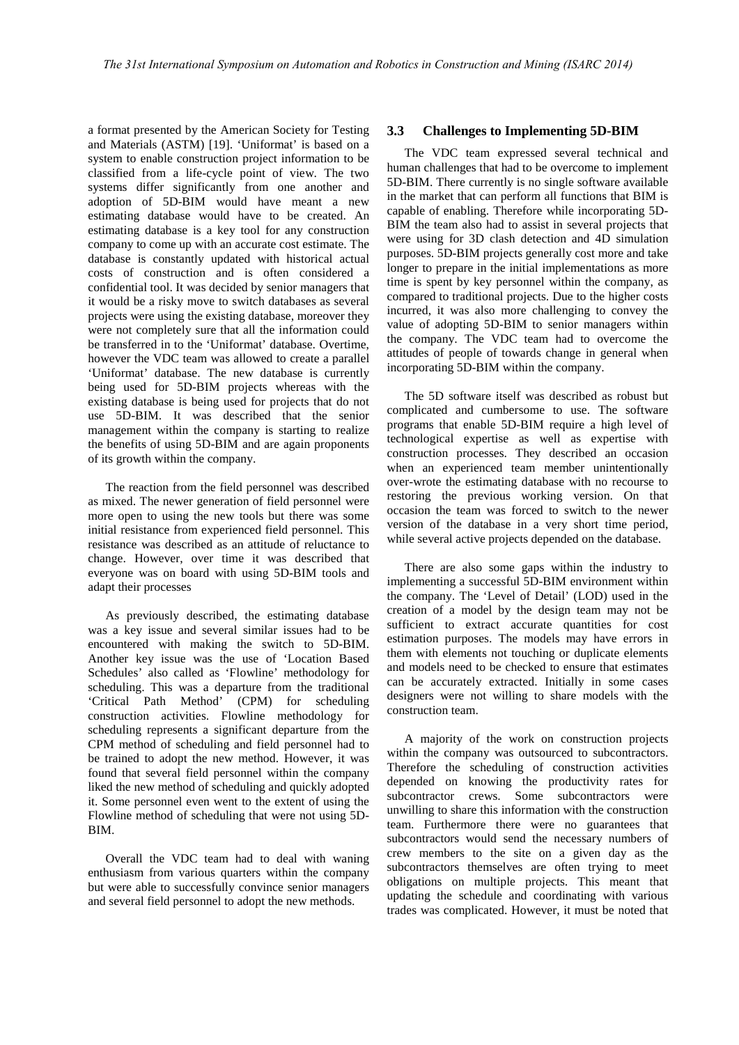a format presented by the American Society for Testing and Materials (ASTM) [19]. 'Uniformat' is based on a system to enable construction project information to be classified from a life-cycle point of view. The two systems differ significantly from one another and adoption of 5D-BIM would have meant a new estimating database would have to be created. An estimating database is a key tool for any construction company to come up with an accurate cost estimate. The database is constantly updated with historical actual costs of construction and is often considered a confidential tool. It was decided by senior managers that it would be a risky move to switch databases as several projects were using the existing database, moreover they were not completely sure that all the information could be transferred in to the 'Uniformat' database. Overtime, however the VDC team was allowed to create a parallel 'Uniformat' database. The new database is currently being used for 5D-BIM projects whereas with the existing database is being used for projects that do not use 5D-BIM. It was described that the senior management within the company is starting to realize the benefits of using 5D-BIM and are again proponents of its growth within the company.

The reaction from the field personnel was described as mixed. The newer generation of field personnel were more open to using the new tools but there was some initial resistance from experienced field personnel. This resistance was described as an attitude of reluctance to change. However, over time it was described that everyone was on board with using 5D-BIM tools and adapt their processes

As previously described, the estimating database was a key issue and several similar issues had to be encountered with making the switch to 5D-BIM. Another key issue was the use of 'Location Based Schedules' also called as 'Flowline' methodology for scheduling. This was a departure from the traditional 'Critical Path Method' (CPM) for scheduling construction activities. Flowline methodology for scheduling represents a significant departure from the CPM method of scheduling and field personnel had to be trained to adopt the new method. However, it was found that several field personnel within the company liked the new method of scheduling and quickly adopted it. Some personnel even went to the extent of using the Flowline method of scheduling that were not using 5D-BIM.

Overall the VDC team had to deal with waning enthusiasm from various quarters within the company but were able to successfully convince senior managers and several field personnel to adopt the new methods.

### 3.3 Challenges to Implementing 5D-BIM

The VDC team expressed several technical and human challenges that had to be overcome to implement 5D-BIM. There currently is no single software available in the market that can perform all functions that BIM is capable of enabling. Therefore while incorporating 5D-BIM the team also had to assist in several projects that were using for 3D clash detection and 4D simulation purposes. 5D-BIM projects generally cost more and take longer to prepare in the initial implementations as more time is spent by key personnel within the company, as compared to traditional projects. Due to the higher costs incurred, it was also more challenging to convey the value of adopting 5D-BIM to senior managers within the company. The VDC team had to overcome the attitudes of people of towards change in general when incorporating 5D-BIM within the company.

The 5D software itself was described as robust but complicated and cumbersome to use. The software programs that enable 5D-BIM require a high level of technological expertise as well as expertise with construction processes. They described an occasion when an experienced team member unintentionally over-wrote the estimating database with no recourse to restoring the previous working version. On that occasion the team was forced to switch to the newer version of the database in a very short time period, while several active projects depended on the database.

There are also some gaps within the industry to implementing a successful 5D-BIM environment within the company. The 'Level of Detail' (LOD) used in the creation of a model by the design team may not be sufficient to extract accurate quantities for cost estimation purposes. The models may have errors in them with elements not touching or duplicate elements and models need to be checked to ensure that estimates can be accurately extracted. Initially in some cases designers were not willing to share models with the construction team.

A majority of the work on construction projects within the company was outsourced to subcontractors. Therefore the scheduling of construction activities depended on knowing the productivity rates for subcontractor crews. Some subcontractors were unwilling to share this information with the construction team. Furthermore there were no guarantees that subcontractors would send the necessary numbers of crew members to the site on a given day as the subcontractors themselves are often trying to meet obligations on multiple projects. This meant that updating the schedule and coordinating with various trades was complicated. However, it must be noted that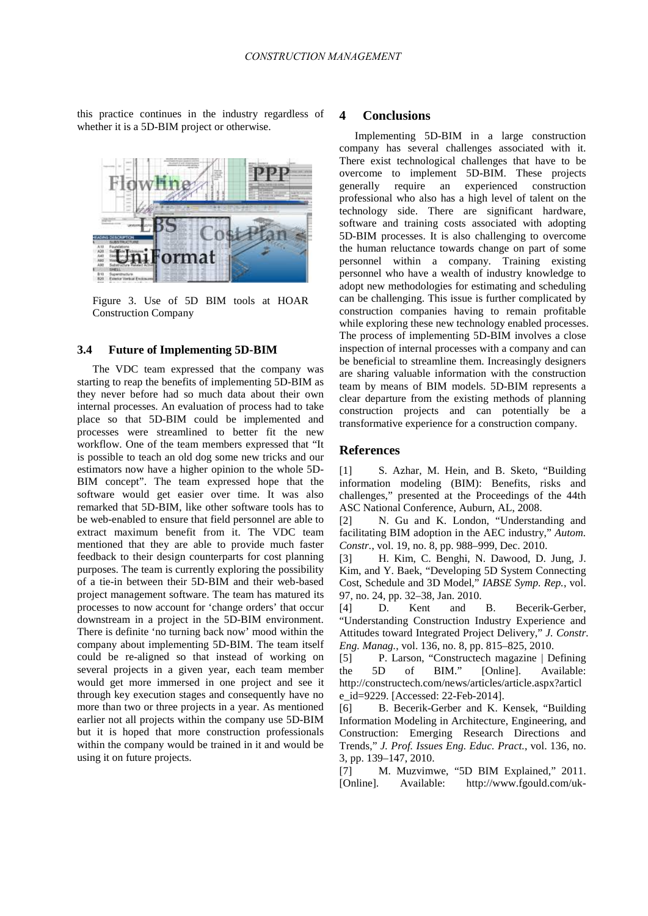this practice continues in the industry regardless of whether it is a 5D-BIM project or otherwise.

Figure 3. Use of 5D BIM tools at HOAR Construction Company

### 3.4 Future of Implementing 5D-BIM

The VDC team expressed that the company was starting to reap the benefits of implementing 5D-BIM as they never before had so much data about their own internal processes. An evaluation of process had to take place so that 5D-BIM could be implemented and processes were streamlined to better fit the new workflow. One of the team members expressed that "It is possible to teach an old dog some new tricks and our estimators now have a higher opinion to the whole 5D-BIM concept". The team expressed hope that the software would get easier over time. It was also remarked that 5D-BIM, like other software tools has to be web-enabled to ensure that field personnel are able to extract maximum benefit from it. The VDC team mentioned that they are able to provide much faster feedback to their design counterparts for cost planning purposes. The team is currently exploring the possibility of a tie-in between their 5D-BIM and their web-based project management software. The team has matured its processes to now account for 'change orders' that occur downstream in a project in the 5D-BIM environment. There is definite 'no turning back now' mood within the company about implementing 5D-BIM. The team itself could be re-aligned so that instead of working on several projects in a given year, each team member would get more immersed in one project and see it through key execution stages and consequently have no more than two or three projects in a year. As mentioned earlier not all projects within the company use 5D-BIM but it is hoped that more construction professionals within the company would be trained in it and would be using it on future projects.

## 4 Conclusions

Implementing 5D-BIM in a large construction company has several challenges associated with it. There exist technological challenges that have to be overcome to implement 5D-BIM. These projects generally require an experienced construction professional who also has a high level of talent on the technology side. There are significant hardware, software and training costs associated with adopting 5D-BIM processes. It is also challenging to overcome the human reluctance towards change on part of some personnel within a company. Training existing personnel who have a wealth of industry knowledge to adopt new methodologies for estimating and scheduling can be challenging. This issue is further complicated by construction companies having to remain profitable while exploring these new technology enabled processes. The process of implementing 5D-BIM involves a close inspection of internal processes with a company and can be beneficial to streamline them. Increasingly designers are sharing valuable information with the construction team by means of BIM models. 5D-BIM represents a clear departure from the existing methods of planning construction projects and can potentially be a transformative experience for a construction company.

## References

[1] S. Azhar, M. Hein, and B. Sketo, "Building information modeling (BIM): Benefits, risks and challenges," presented at the Proceedings of the 44th ASC National Conference, Auburn, AL, 2008.

[2] N. Gu and K. London, "Understanding and facilitating BIM adoption in the AEC industry," *Autom. Constr.*, vol. 19, no. 8, pp. 988–999, Dec. 2010.

[3] H. Kim, C. Benghi, N. Dawood, D. Jung, J. Kim, and Y. Baek, "Developing 5D System Connecting Cost, Schedule and 3D Model," *IABSE Symp. Rep.*, vol. 97, no. 24, pp. 32–38, Jan. 2010.

[4] D. Kent and B. Becerik-Gerber, "Understanding Construction Industry Experience and Attitudes toward Integrated Project Delivery," *J. Constr. Eng. Manag.*, vol. 136, no. 8, pp. 815–825, 2010.

[5] P. Larson, "Constructech magazine | Defining the 5D of BIM." [Online]. Available: http://constructech.com/news/articles/article.aspx?article_id=9229. [Accessed: 22-Feb-2014].

[6] B. Becerik-Gerber and K. Kensek, "Building Information Modeling in Architecture, Engineering, and Construction: Emerging Research Directions and Trends," *J. Prof. Issues Eng. Educ. Pract.*, vol. 136, no. 3, pp. 139–147, 2010.

[7] M. Muzvimwe, "5D BIM Explained," 2011. [Online]. Available: http://www.fgould.com/uk-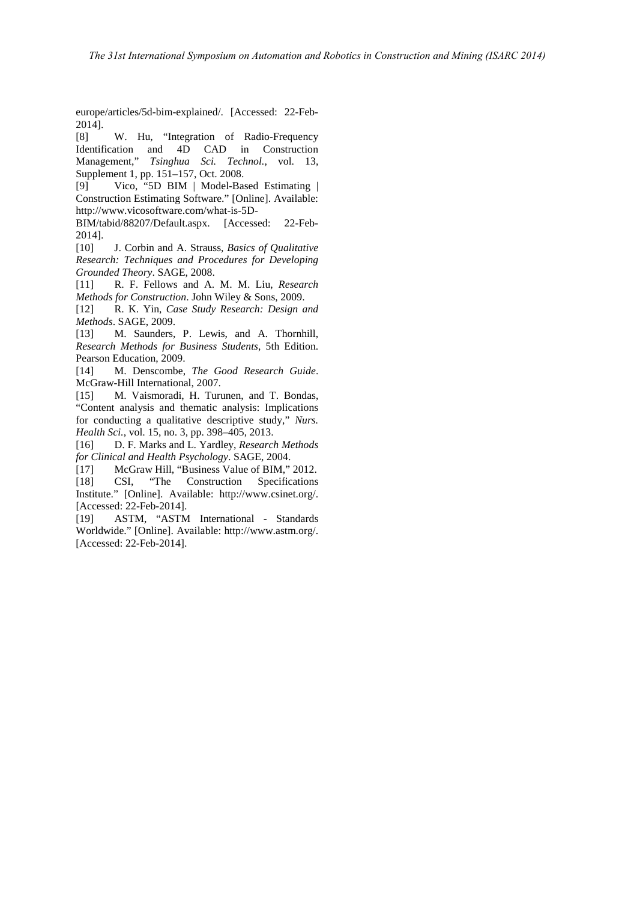europe/articles/5d-bim-explained/. [Accessed: 22-Feb-2014].

[8] W. Hu, "Integration of Radio-Frequency Identification and 4D CAD in Construction Management," *Tsinghua Sci. Technol.*, vol. 13, Supplement 1, pp. 151–157, Oct. 2008.

[9] Vico, "5D BIM | Model-Based Estimating | Construction Estimating Software." [Online]. Available: http://www.vicosoftware.com/what-is-5D-BIM/tabid/88207/Default.aspx. [Accessed: 22-Feb-2014].

[10] J. Corbin and A. Strauss, *Basics of Qualitative Research: Techniques and Procedures for Developing Grounded Theory*. SAGE, 2008.

[11] R. F. Fellows and A. M. M. Liu, *Research Methods for Construction*. John Wiley & Sons, 2009.

[12] R. K. Yin, *Case Study Research: Design and Methods*. SAGE, 2009.

[13] M. Saunders, P. Lewis, and A. Thornhill, *Research Methods for Business Students*, 5th Edition. Pearson Education, 2009.

[14] M. Denscombe, *The Good Research Guide*. McGraw-Hill International, 2007.

[15] M. Vaismoradi, H. Turunen, and T. Bondas, "Content analysis and thematic analysis: Implications for conducting a qualitative descriptive study," *Nurs. Health Sci.*, vol. 15, no. 3, pp. 398–405, 2013.

[16] D. F. Marks and L. Yardley, *Research Methods for Clinical and Health Psychology*. SAGE, 2004.

[17] McGraw Hill, "Business Value of BIM," 2012.

[18] CSI, "The Construction Specifications Institute." [Online]. Available: http://www.csinet.org/. [Accessed: 22-Feb-2014].

[19] ASTM, "ASTM International - Standards Worldwide." [Online]. Available: http://www.astm.org/. [Accessed: 22-Feb-2014].